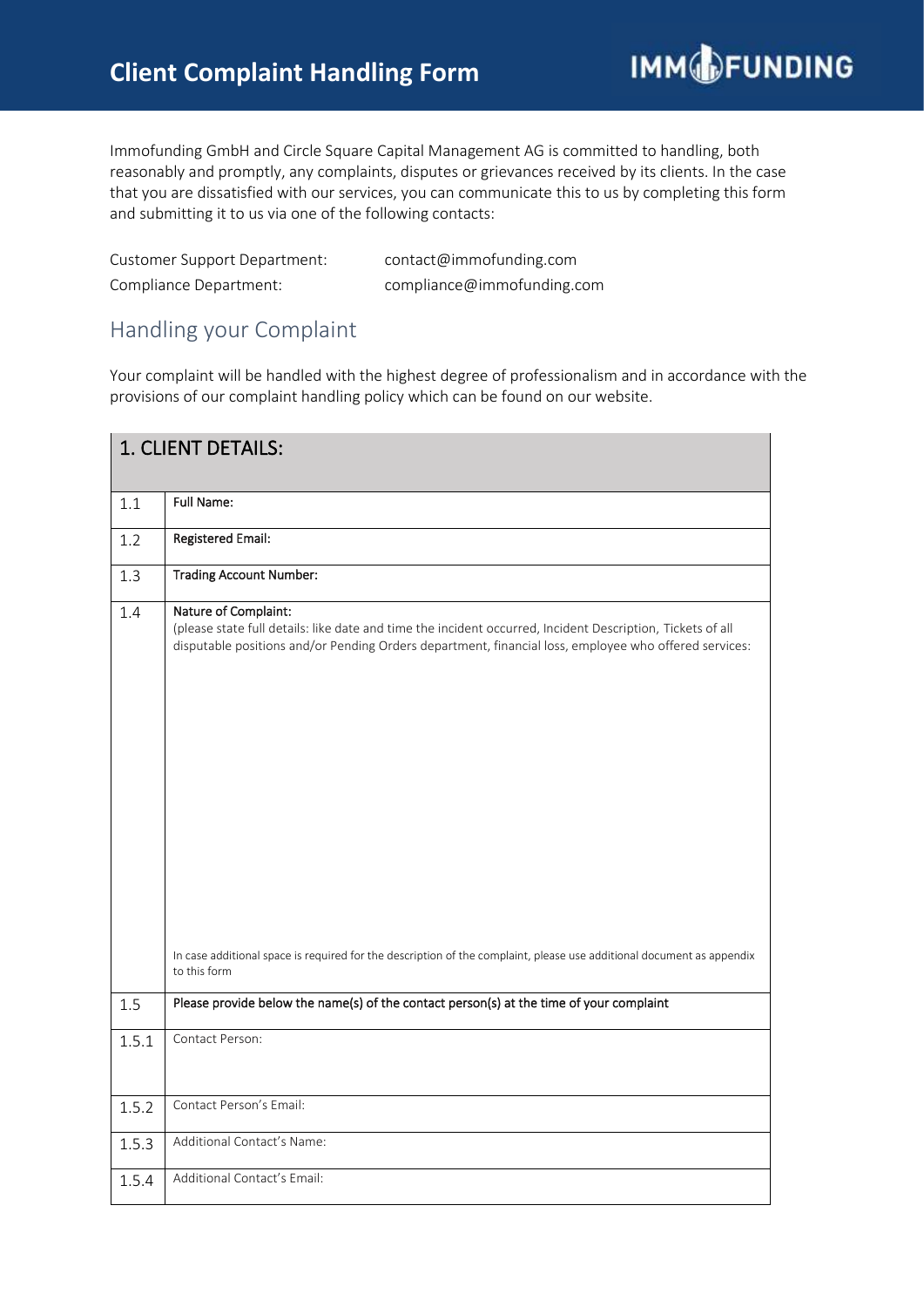# Client Complaint Handling Form

IMMOFUNDING

Immofunding GmbH and Circle Square Capital Management AG is committed to handling, both reasonably and promptly, any complaints, disputes or grievances received by its clients. In the case that you are dissatisfied with our services, you can communicate this to us by completing this form and submitting it to us via one of the following contacts:

| | |
|---|---|
| Customer Support Department: | contact@immofunding.com |
| Compliance Department: | compliance@immofunding.com |

## Handling your Complaint

Your complaint will be handled with the highest degree of professionalism and in accordance with the provisions of our complaint handling policy which can be found on our website.

| 1. CLIENT DETAILS: | |
|---|---|
| 1.1 | **Full Name:** |
| 1.2 | **Registered Email:** |
| 1.3 | **Trading Account Number:** |
| 1.4 | **Nature of Complaint:**<br>(please state full details: like date and time the incident occurred, Incident Description, Tickets of all disputable positions and/or Pending Orders department, financial loss, employee who offered services:<br><br>In case additional space is required for the description of the complaint, please use additional document as appendix to this form |
| 1.5 | **Please provide below the name(s) of the contact person(s) at the time of your complaint** |
| 1.5.1 | Contact Person: |
| 1.5.2 | Contact Person's Email: |
| 1.5.3 | Additional Contact's Name: |
| 1.5.4 | Additional Contact's Email: |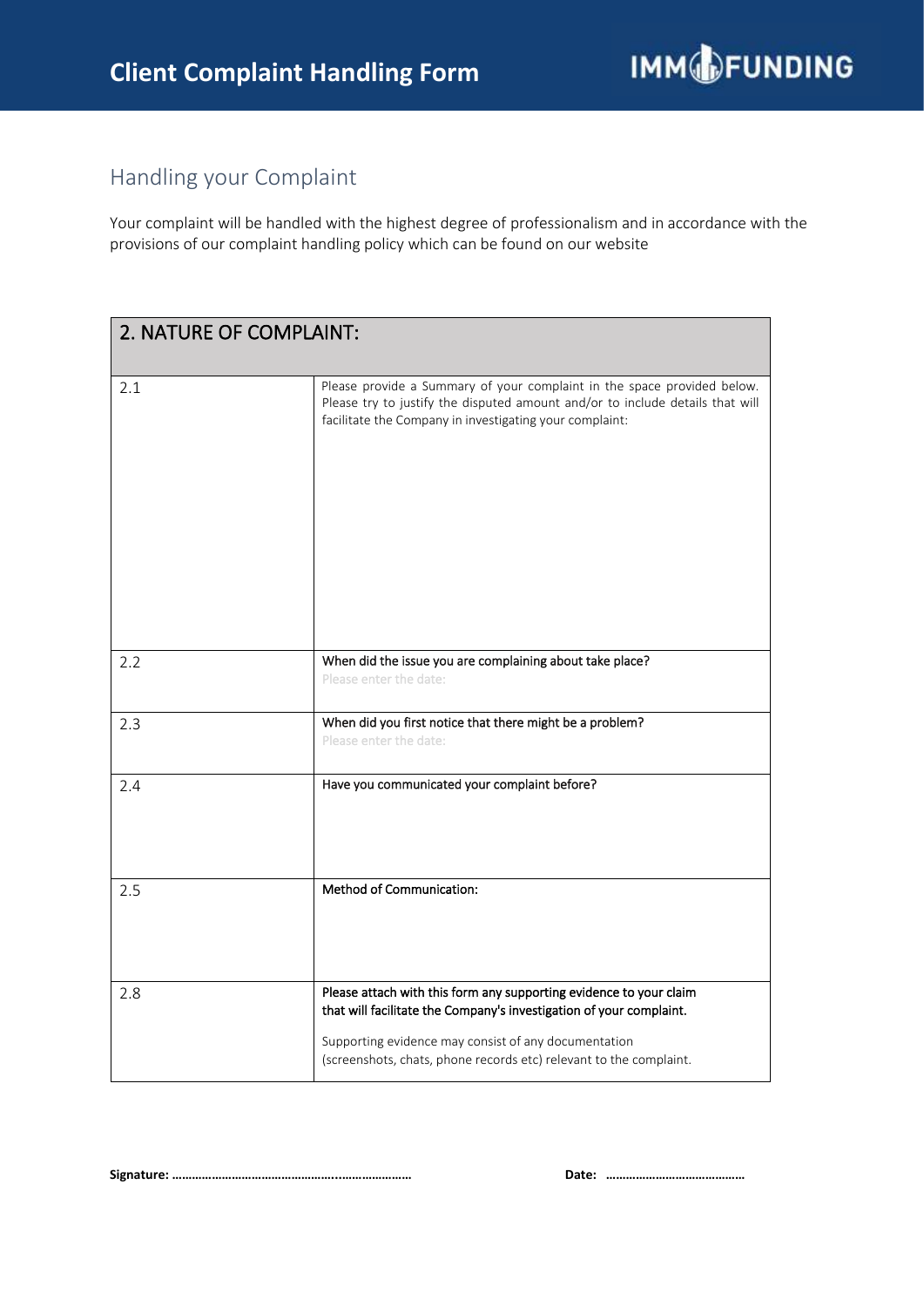# Client Complaint Handling Form

IMMFUNDING

## Handling your Complaint

Your complaint will be handled with the highest degree of professionalism and in accordance with the provisions of our complaint handling policy which can be found on our website

| 2. NATURE OF COMPLAINT: | |
|---|---|
| 2.1 | Please provide a Summary of your complaint in the space provided below. Please try to justify the disputed amount and/or to include details that will facilitate the Company in investigating your complaint: |
| 2.2 | When did the issue you are complaining about take place?<br>Please enter the date: |
| 2.3 | When did you first notice that there might be a problem?<br>Please enter the date: |
| 2.4 | Have you communicated your complaint before? |
| 2.5 | Method of Communication: |
| 2.8 | Please attach with this form any supporting evidence to your claim that will facilitate the Company's investigation of your complaint.<br><br>Supporting evidence may consist of any documentation (screenshots, chats, phone records etc) relevant to the complaint. |

**Signature: ………………………………………………..…………………**

**Date: ……………………………………**